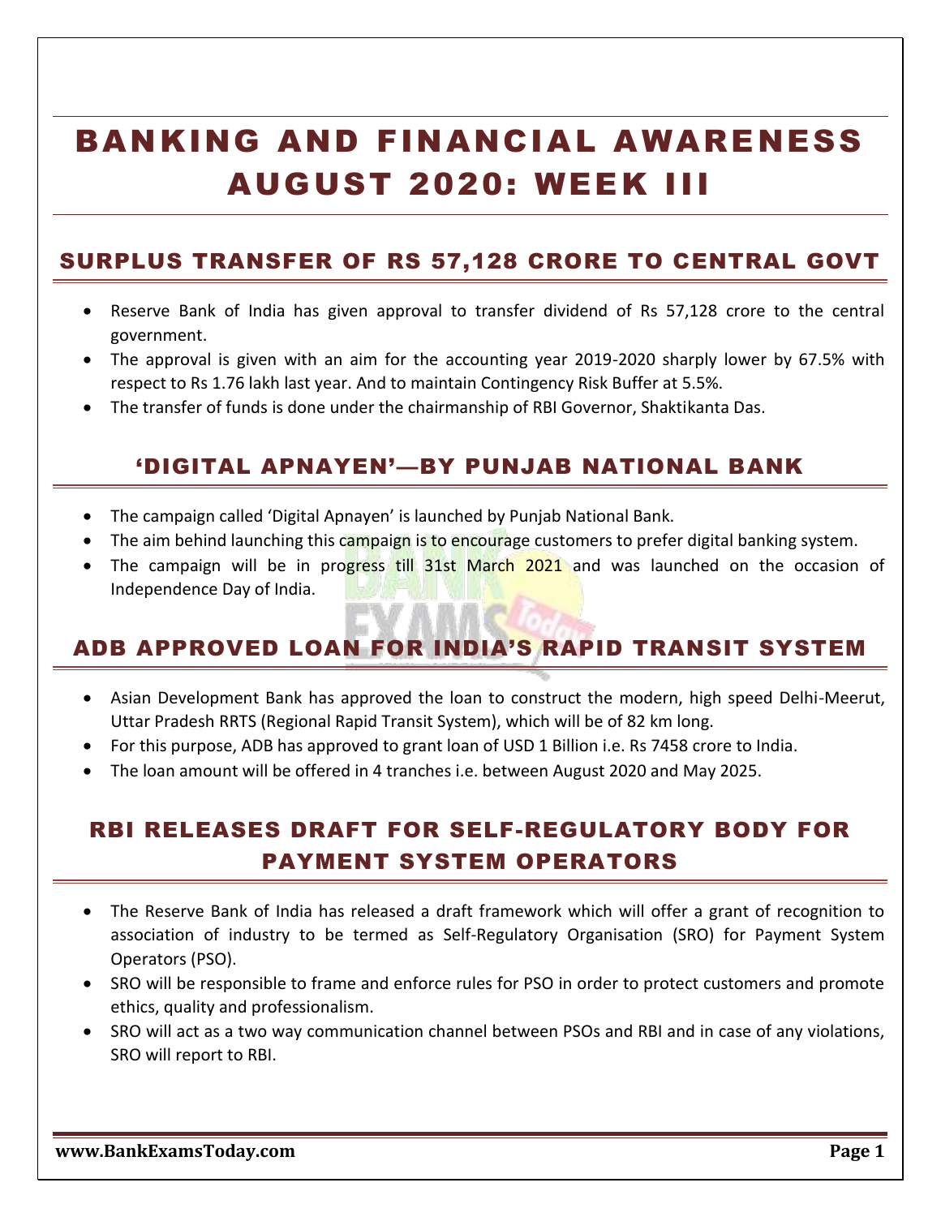# BANKING AND FINANCIAL AWARENESS AUGUST 2020: WEEK III

## SURPLUS TRANSFER OF RS 57,128 CRORE TO CENTRAL GOVT

- Reserve Bank of India has given approval to transfer dividend of Rs 57,128 crore to the central government.
- The approval is given with an aim for the accounting year 2019-2020 sharply lower by 67.5% with respect to Rs 1.76 lakh last year. And to maintain Contingency Risk Buffer at 5.5%.
- The transfer of funds is done under the chairmanship of RBI Governor, Shaktikanta Das.

## 'DIGITAL APNAYEN'—BY PUNJAB NATIONAL BANK

- The campaign called 'Digital Apnayen' is launched by Punjab National Bank.
- The aim behind launching this campaign is to encourage customers to prefer digital banking system.
- The campaign will be in progress till 31st March 2021 and was launched on the occasion of Independence Day of India.

## ADB APPROVED LOAN FOR INDIA'S RAPID TRANSIT SYSTEM

- Asian Development Bank has approved the loan to construct the modern, high speed Delhi-Meerut, Uttar Pradesh RRTS (Regional Rapid Transit System), which will be of 82 km long.
- For this purpose, ADB has approved to grant loan of USD 1 Billion i.e. Rs 7458 crore to India.
- The loan amount will be offered in 4 tranches i.e. between August 2020 and May 2025.

## RBI RELEASES DRAFT FOR SELF-REGULATORY BODY FOR PAYMENT SYSTEM OPERATORS

- The Reserve Bank of India has released a draft framework which will offer a grant of recognition to association of industry to be termed as Self-Regulatory Organisation (SRO) for Payment System Operators (PSO).
- SRO will be responsible to frame and enforce rules for PSO in order to protect customers and promote ethics, quality and professionalism.
- SRO will act as a two way communication channel between PSOs and RBI and in case of any violations, SRO will report to RBI.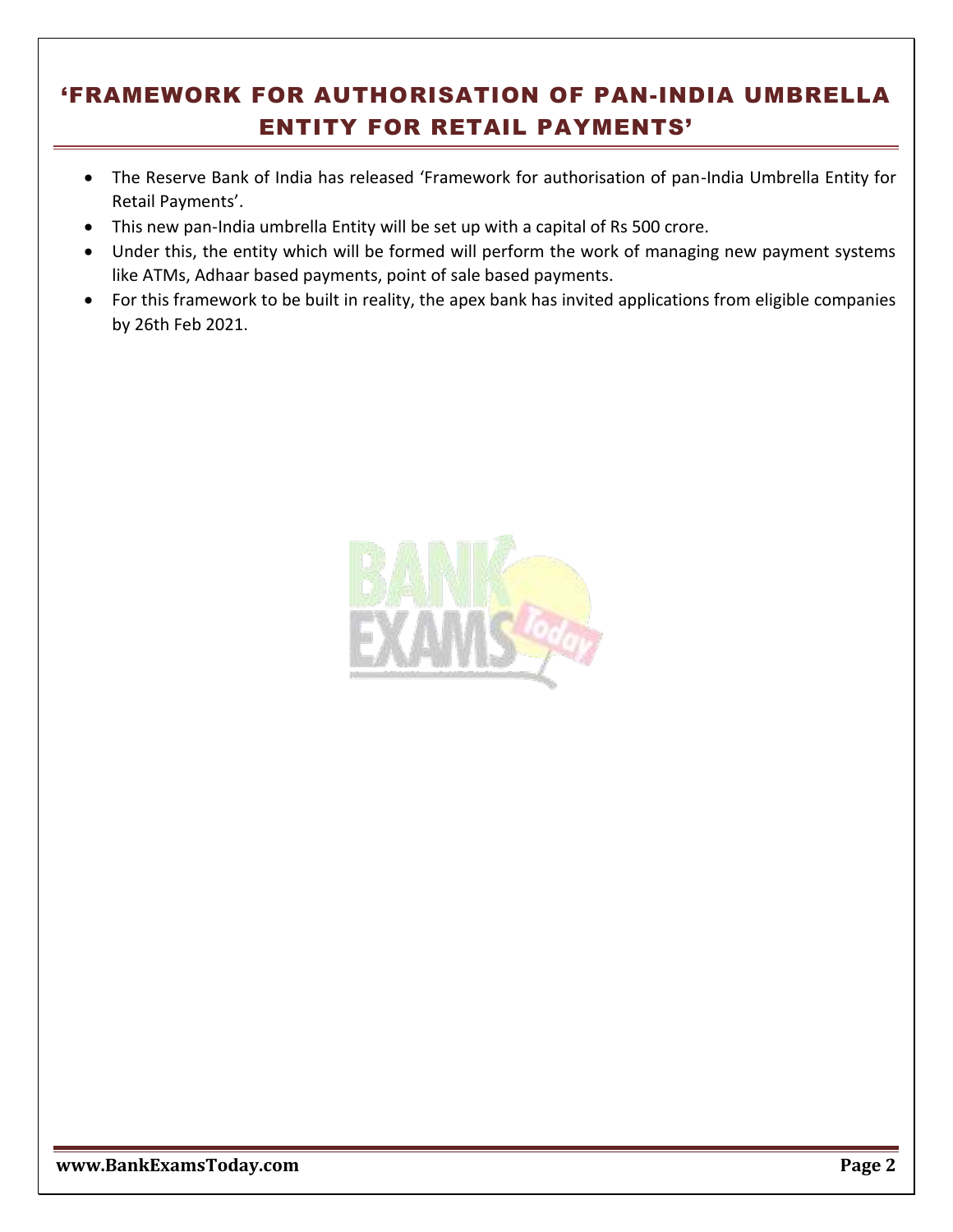# 'FRAMEWORK FOR AUTHORISATION OF PAN-INDIA UMBRELLA ENTITY FOR RETAIL PAYMENTS'

- The Reserve Bank of India has released 'Framework for authorisation of pan-India Umbrella Entity for Retail Payments'.
- This new pan-India umbrella Entity will be set up with a capital of Rs 500 crore.
- Under this, the entity which will be formed will perform the work of managing new payment systems like ATMs, Adhaar based payments, point of sale based payments.
- For this framework to be built in reality, the apex bank has invited applications from eligible companies by 26th Feb 2021.